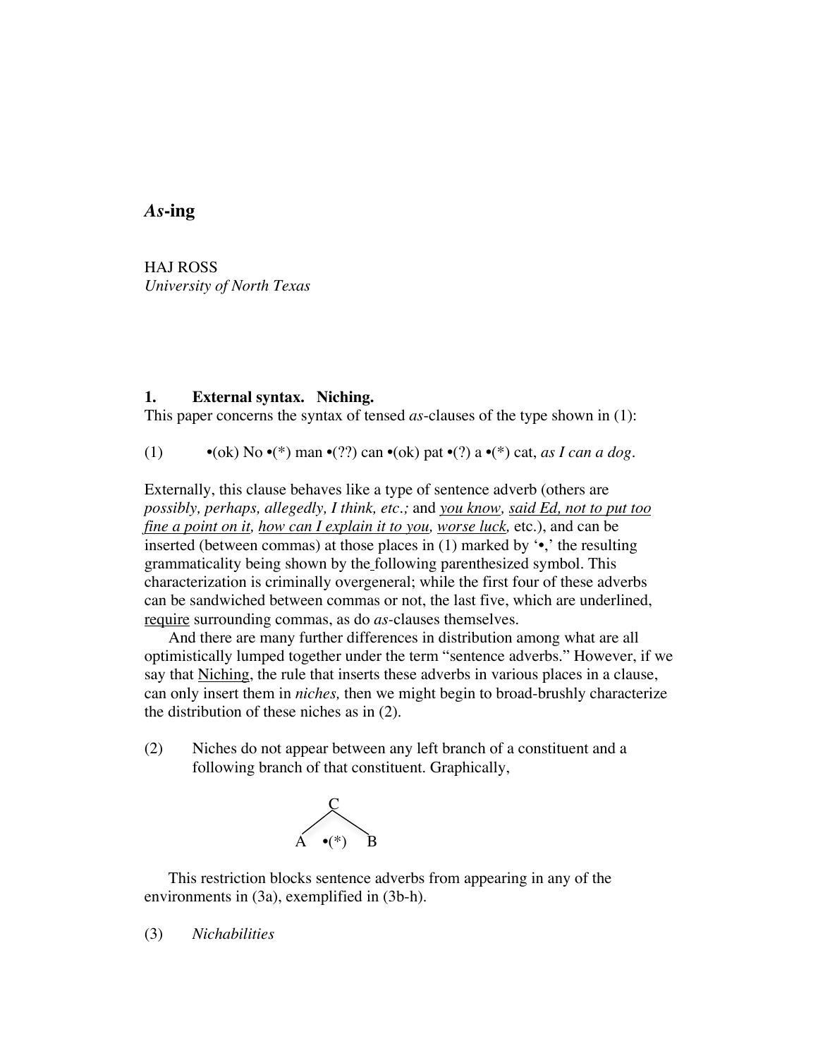# *As*-ing

HAJ ROSS
*University of North Texas*

## 1. External syntax. Niching.

This paper concerns the syntax of tensed *as*-clauses of the type shown in (1):

(1) •(ok) No •(*) man •(??) can •(ok) pat •(?) a •(*) cat, *as I can a dog*.

Externally, this clause behaves like a type of sentence adverb (others are *possibly, perhaps, allegedly, I think, etc.;* and <u>*you know,*</u> <u>*said Ed, not to put too fine a point on it,*</u> <u>*how can I explain it to you,*</u> <u>*worse luck,*</u> etc.), and can be inserted (between commas) at those places in (1) marked by '•,' the resulting grammaticality being shown by the following parenthesized symbol. This characterization is criminally overgeneral; while the first four of these adverbs can be sandwiched between commas or not, the last five, which are underlined, <u>require</u> surrounding commas, as do *as*-clauses themselves.

And there are many further differences in distribution among what are all optimistically lumped together under the term "sentence adverbs." However, if we say that <u>Niching</u>, the rule that inserts these adverbs in various places in a clause, can only insert them in *niches,* then we might begin to broad-brushly characterize the distribution of these niches as in (2).

(2) Niches do not appear between any left branch of a constituent and a following branch of that constituent. Graphically,

```
        C
       / \
      A •(*) B
```

This restriction blocks sentence adverbs from appearing in any of the environments in (3a), exemplified in (3b-h).

(3) *Nichabilities*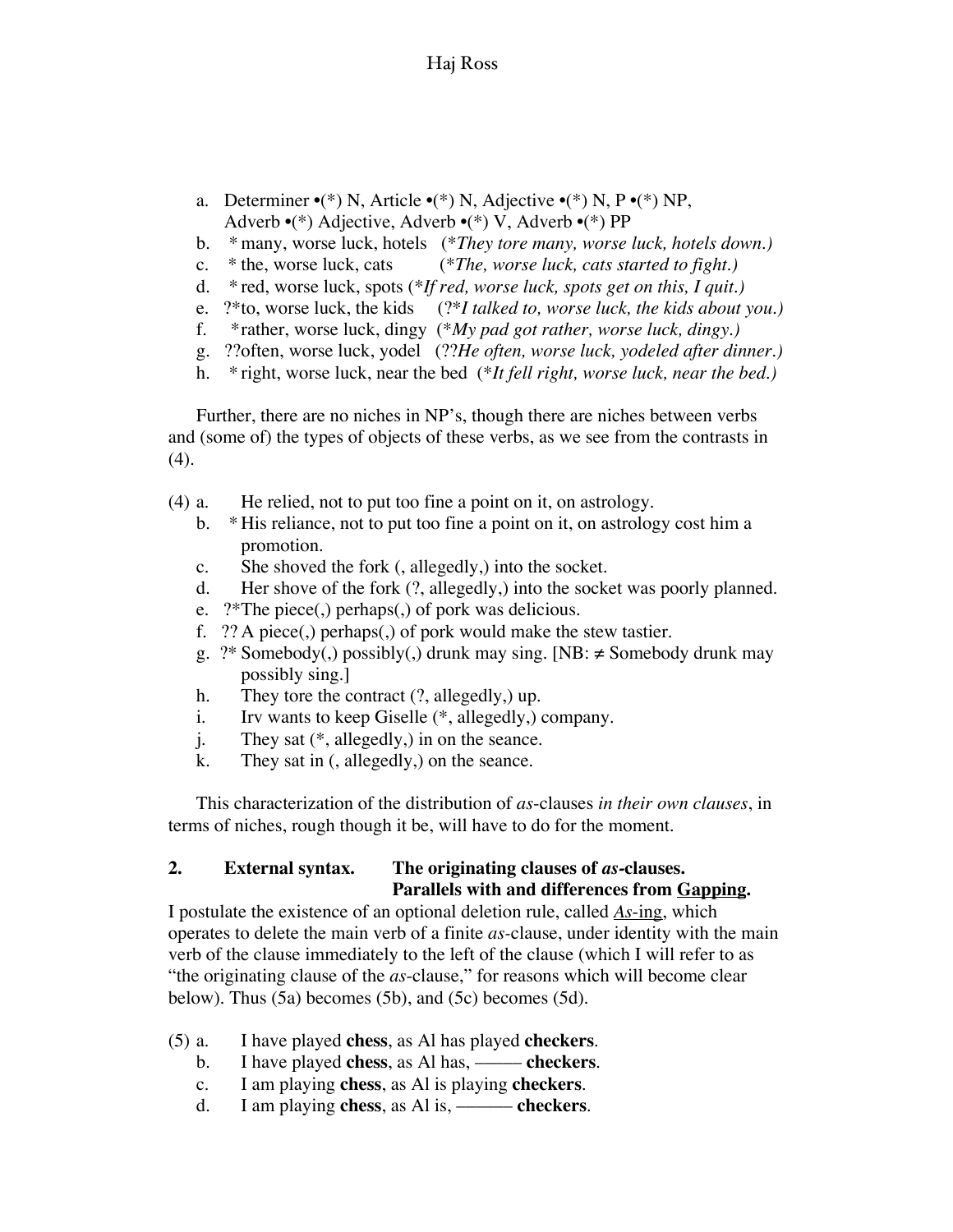a. Determiner •(*) N, Article •(*) N, Adjective •(*) N, P •(*) NP, Adverb •(*) Adjective, Adverb •(*) V, Adverb •(*) PP
b. * many, worse luck, hotels (**They tore many, worse luck, hotels down.*)
c. * the, worse luck, cats (**The, worse luck, cats started to fight.*)
d. * red, worse luck, spots (**If red, worse luck, spots get on this, I quit.*)
e. ?*to, worse luck, the kids (?**I talked to, worse luck, the kids about you.*)
f. *rather, worse luck, dingy (**My pad got rather, worse luck, dingy.*)
g. ??often, worse luck, yodel (??*He often, worse luck, yodeled after dinner.*)
h. * right, worse luck, near the bed (**It fell right, worse luck, near the bed.*)

Further, there are no niches in NP's, though there are niches between verbs and (some of) the types of objects of these verbs, as we see from the contrasts in (4).

(4) a. He relied, not to put too fine a point on it, on astrology.
b. * His reliance, not to put too fine a point on it, on astrology cost him a promotion.
c. She shoved the fork (, allegedly,) into the socket.
d. Her shove of the fork (?, allegedly,) into the socket was poorly planned.
e. ?*The piece(,) perhaps(,) of pork was delicious.
f. ?? A piece(,) perhaps(,) of pork would make the stew tastier.
g. ?* Somebody(,) possibly(,) drunk may sing. [NB: ≠ Somebody drunk may possibly sing.]
h. They tore the contract (?, allegedly,) up.
i. Irv wants to keep Giselle (*, allegedly,) company.
j. They sat (*, allegedly,) in on the seance.
k. They sat in (, allegedly,) on the seance.

This characterization of the distribution of *as*-clauses *in their own clauses*, in terms of niches, rough though it be, will have to do for the moment.

## 2. External syntax. The originating clauses of *as*-clauses. Parallels with and differences from Gapping.

I postulate the existence of an optional deletion rule, called *As*-ing, which operates to delete the main verb of a finite *as*-clause, under identity with the main verb of the clause immediately to the left of the clause (which I will refer to as "the originating clause of the *as*-clause," for reasons which will become clear below). Thus (5a) becomes (5b), and (5c) becomes (5d).

(5) a. I have played **chess**, as Al has played **checkers**.
b. I have played **chess**, as Al has, ——— **checkers**.
c. I am playing **chess**, as Al is playing **checkers**.
d. I am playing **chess**, as Al is, ——— **checkers**.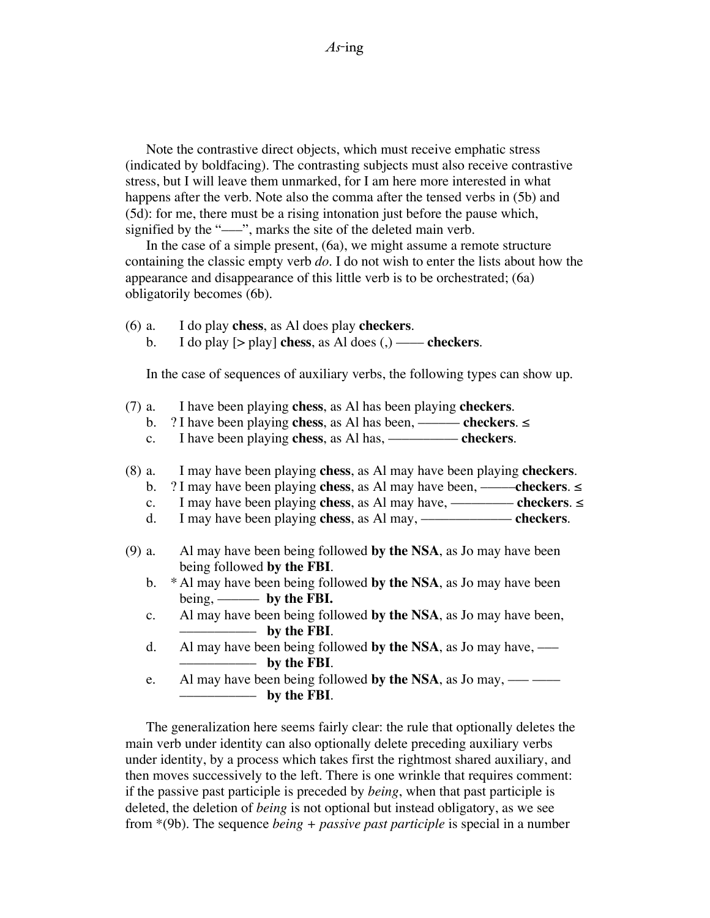Note the contrastive direct objects, which must receive emphatic stress (indicated by boldfacing). The contrasting subjects must also receive contrastive stress, but I will leave them unmarked, for I am here more interested in what happens after the verb. Note also the comma after the tensed verbs in (5b) and (5d): for me, there must be a rising intonation just before the pause which, signified by the "——", marks the site of the deleted main verb.

In the case of a simple present, (6a), we might assume a remote structure containing the classic empty verb *do*. I do not wish to enter the lists about how the appearance and disappearance of this little verb is to be orchestrated; (6a) obligatorily becomes (6b).

(6) a. I do play **chess**, as Al does play **checkers**.
  b. I do play [> play] **chess**, as Al does (,) —— **checkers**.

In the case of sequences of auxiliary verbs, the following types can show up.

(7) a. I have been playing **chess**, as Al has been playing **checkers**.
  b. ? I have been playing **chess**, as Al has been, ——— **checkers**. ≤
  c. I have been playing **chess**, as Al has, —————— **checkers**.

(8) a. I may have been playing **chess**, as Al may have been playing **checkers**.
  b. ? I may have been playing **chess**, as Al may have been, ———**checkers**. ≤
  c. I may have been playing **chess**, as Al may have, ————— **checkers**. ≤
  d. I may have been playing **chess**, as Al may, ——————— **checkers**.

(9) a. Al may have been being followed **by the NSA**, as Jo may have been being followed **by the FBI**.
  b. * Al may have been being followed **by the NSA**, as Jo may have been being, ——— **by the FBI.**
  c. Al may have been being followed **by the NSA**, as Jo may have been, —————— **by the FBI**.
  d. Al may have been being followed **by the NSA**, as Jo may have, —— —————— **by the FBI**.
  e. Al may have been being followed **by the NSA**, as Jo may, —— ——— —————— **by the FBI**.

The generalization here seems fairly clear: the rule that optionally deletes the main verb under identity can also optionally delete preceding auxiliary verbs under identity, by a process which takes first the rightmost shared auxiliary, and then moves successively to the left. There is one wrinkle that requires comment: if the passive past participle is preceded by *being*, when that past participle is deleted, the deletion of *being* is not optional but instead obligatory, as we see from *(9b). The sequence *being + passive past participle* is special in a number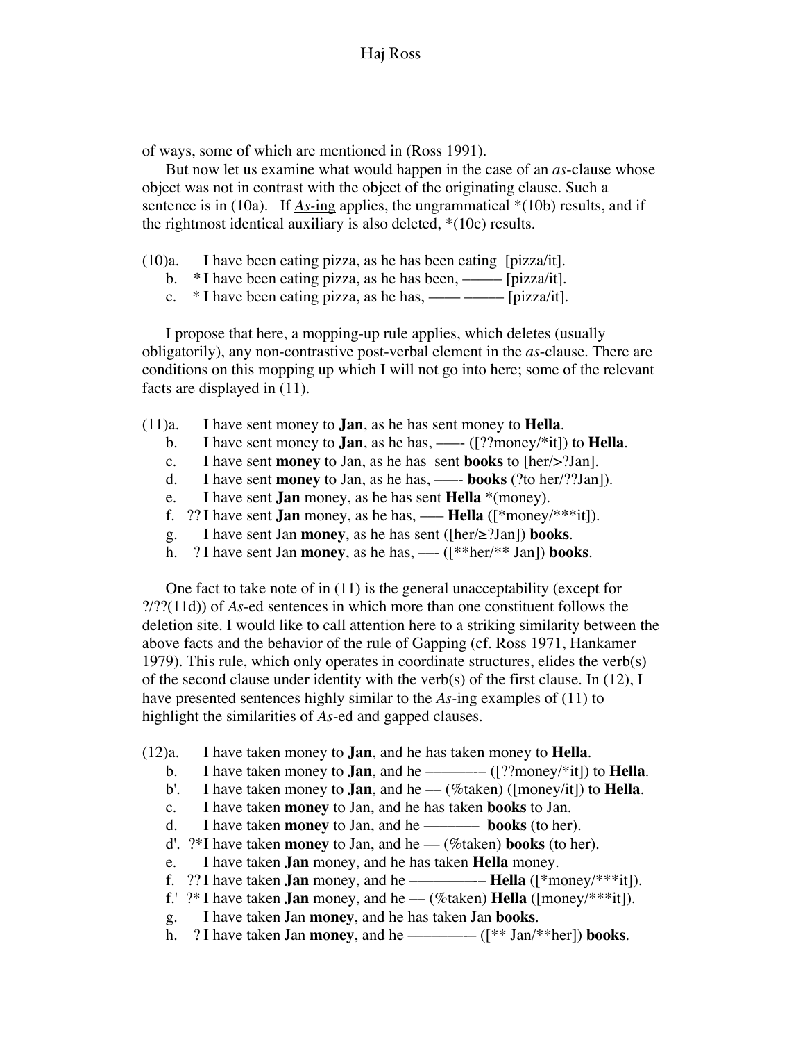of ways, some of which are mentioned in (Ross 1991).

But now let us examine what would happen in the case of an *as*-clause whose object was not in contrast with the object of the originating clause. Such a sentence is in (10a). If <u>*As*-ing</u> applies, the ungrammatical *(10b) results, and if the rightmost identical auxiliary is also deleted, *(10c) results.

(10)a. I have been eating pizza, as he has been eating [pizza/it].
b. * I have been eating pizza, as he has been, ——— [pizza/it].
c. * I have been eating pizza, as he has, —— ——— [pizza/it].

I propose that here, a mopping-up rule applies, which deletes (usually obligatorily), any non-contrastive post-verbal element in the *as*-clause. There are conditions on this mopping up which I will not go into here; some of the relevant facts are displayed in (11).

(11)a. I have sent money to **Jan**, as he has sent money to **Hella**.
b. I have sent money to **Jan**, as he has, —— ([??money/*it]) to **Hella**.
c. I have sent **money** to Jan, as he has sent **books** to [her/>?Jan].
d. I have sent **money** to Jan, as he has, —–- **books** (?to her/??Jan]).
e. I have sent **Jan** money, as he has sent **Hella** *(money).
f. ?? I have sent **Jan** money, as he has, —– **Hella** ([*money/***it]).
g. I have sent Jan **money**, as he has sent ([her/≥?Jan]) **books**.
h. ? I have sent Jan **money**, as he has, —- ([**her/** Jan]) **books**.

One fact to take note of in (11) is the general unacceptability (except for ?/??(11d)) of *As*-ed sentences in which more than one constituent follows the deletion site. I would like to call attention here to a striking similarity between the above facts and the behavior of the rule of <u>Gapping</u> (cf. Ross 1971, Hankamer 1979). This rule, which only operates in coordinate structures, elides the verb(s) of the second clause under identity with the verb(s) of the first clause. In (12), I have presented sentences highly similar to the *As*-ing examples of (11) to highlight the similarities of *As*-ed and gapped clauses.

(12)a. I have taken money to **Jan**, and he has taken money to **Hella**.
b. I have taken money to **Jan**, and he ———–– ([??money/*it]) to **Hella**.
b'. I have taken money to **Jan**, and he — (%taken) ([money/it]) to **Hella**.
c. I have taken **money** to Jan, and he has taken **books** to Jan.
d. I have taken **money** to Jan, and he ——— **books** (to her).
d'. ?*I have taken **money** to Jan, and he — (%taken) **books** (to her).
e. I have taken **Jan** money, and he has taken **Hella** money.
f. ?? I have taken **Jan** money, and he —————–– **Hella** ([*money/***it]).
f.' ?* I have taken **Jan** money, and he — (%taken) **Hella** ([money/***it]).
g. I have taken Jan **money**, and he has taken Jan **books**.
h. ? I have taken Jan **money**, and he ————–– ([** Jan/**her]) **books**.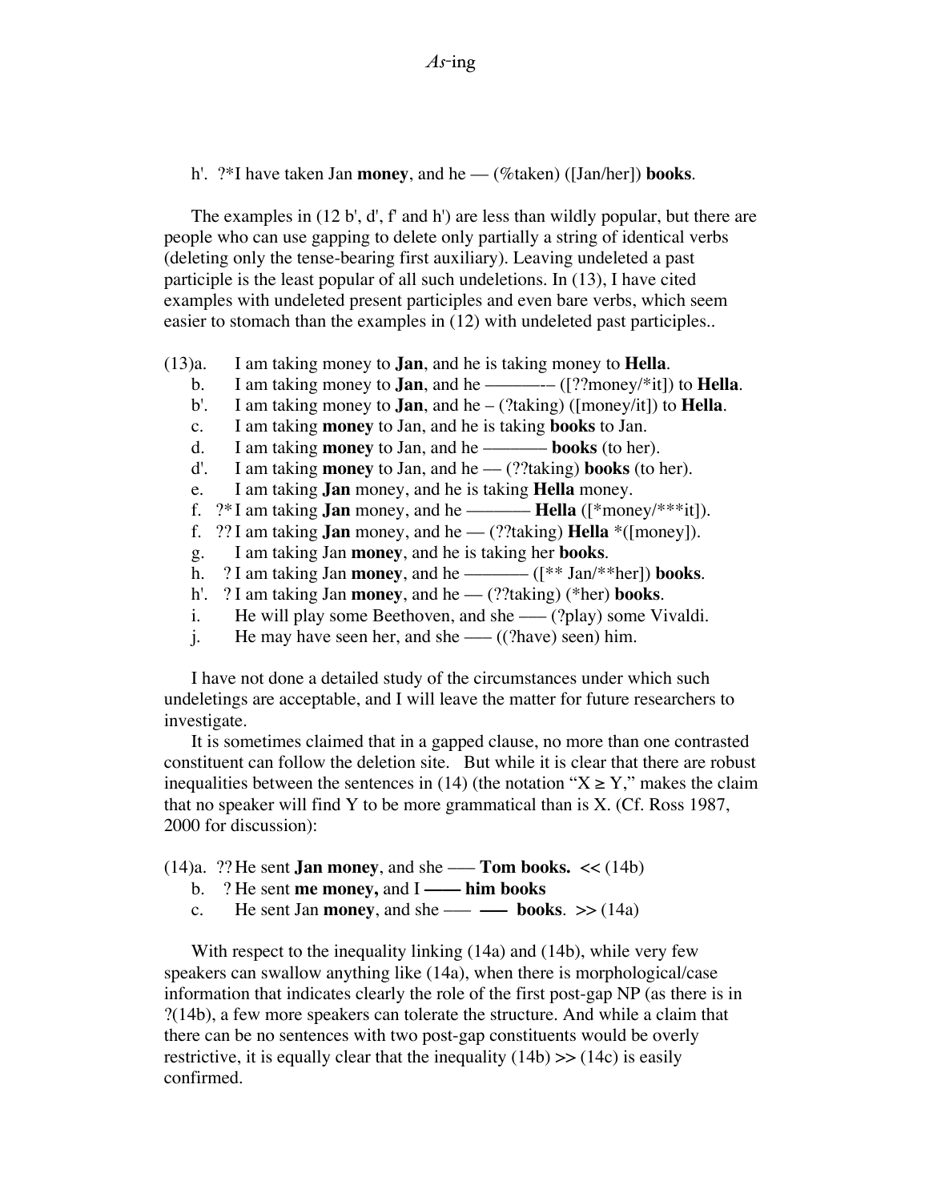h'.  ?*I have taken Jan **money**, and he — (%taken) ([Jan/her]) **books**.

The examples in (12 b', d', f' and h') are less than wildly popular, but there are people who can use gapping to delete only partially a string of identical verbs (deleting only the tense-bearing first auxiliary). Leaving undeleted a past participle is the least popular of all such undeletions. In (13), I have cited examples with undeleted present participles and even bare verbs, which seem easier to stomach than the examples in (12) with undeleted past participles..

(13)a.  I am taking money to **Jan**, and he is taking money to **Hella**.
b.  I am taking money to **Jan**, and he ———– ([??money/*it]) to **Hella**.
b'.  I am taking money to **Jan**, and he – (?taking) ([money/it]) to **Hella**.
c.  I am taking **money** to Jan, and he is taking **books** to Jan.
d.  I am taking **money** to Jan, and he ——— **books** (to her).
d'.  I am taking **money** to Jan, and he — (??taking) **books** (to her).
e.  I am taking **Jan** money, and he is taking **Hella** money.
f.  ?* I am taking **Jan** money, and he ——— **Hella** ([*money/***it]).
f.  ?? I am taking **Jan** money, and he — (??taking) **Hella** *([money]).
g.  I am taking Jan **money**, and he is taking her **books**.
h.  ? I am taking Jan **money**, and he ——— ([** Jan/**her]) **books**.
h'.  ? I am taking Jan **money**, and he — (??taking) (*her) **books**.
i.  He will play some Beethoven, and she —– (?play) some Vivaldi.
j.  He may have seen her, and she —– ((?have) seen) him.

I have not done a detailed study of the circumstances under which such undeletings are acceptable, and I will leave the matter for future researchers to investigate.

It is sometimes claimed that in a gapped clause, no more than one contrasted constituent can follow the deletion site.  But while it is clear that there are robust inequalities between the sentences in (14) (the notation "X ≥ Y," makes the claim that no speaker will find Y to be more grammatical than is X. (Cf. Ross 1987, 2000 for discussion):

(14)a.  ?? He sent **Jan money**, and she —– **Tom books.** << (14b)
b.  ? He sent **me money,** and I **—— him books**
c.  He sent Jan **money**, and she —– **—** **books**. >> (14a)

With respect to the inequality linking (14a) and (14b), while very few speakers can swallow anything like (14a), when there is morphological/case information that indicates clearly the role of the first post-gap NP (as there is in ?(14b), a few more speakers can tolerate the structure. And while a claim that there can be no sentences with two post-gap constituents would be overly restrictive, it is equally clear that the inequality (14b) >> (14c) is easily confirmed.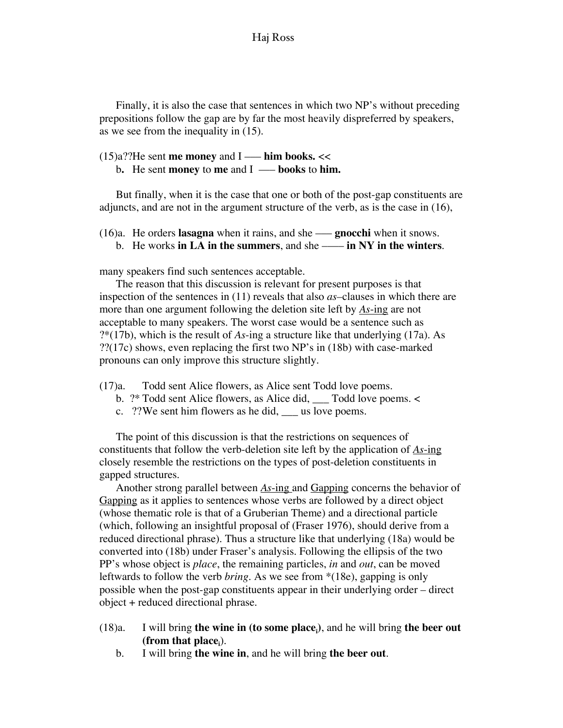Finally, it is also the case that sentences in which two NP's without preceding prepositions follow the gap are by far the most heavily dispreferred by speakers, as we see from the inequality in (15).

(15)a.??He sent **me money** and I —— **him books. <<**
    b**.** He sent **money** to **me** and I —— **books** to **him.**

But finally, when it is the case that one or both of the post-gap constituents are adjuncts, and are not in the argument structure of the verb, as is the case in (16),

(16)a. He orders **lasagna** when it rains, and she —— **gnocchi** when it snows.
    b. He works **in LA in the summers**, and she —— **in NY in the winters**.

many speakers find such sentences acceptable.

The reason that this discussion is relevant for present purposes is that inspection of the sentences in (11) reveals that also *as*–clauses in which there are more than one argument following the deletion site left by <u>*As*-ing</u> are not acceptable to many speakers. The worst case would be a sentence such as ?*(17b), which is the result of *As*-ing a structure like that underlying (17a). As ??(17c) shows, even replacing the first two NP's in (18b) with case-marked pronouns can only improve this structure slightly.

(17)a. Todd sent Alice flowers, as Alice sent Todd love poems.
    b. ?* Todd sent Alice flowers, as Alice did, ___ Todd love poems. <
    c. ??We sent him flowers as he did, ___ us love poems.

The point of this discussion is that the restrictions on sequences of constituents that follow the verb-deletion site left by the application of <u>*As*-ing</u> closely resemble the restrictions on the types of post-deletion constituents in gapped structures.

Another strong parallel between <u>*As*-ing</u> and <u>Gapping</u> concerns the behavior of <u>Gapping</u> as it applies to sentences whose verbs are followed by a direct object (whose thematic role is that of a Gruberian Theme) and a directional particle (which, following an insightful proposal of (Fraser 1976), should derive from a reduced directional phrase). Thus a structure like that underlying (18a) would be converted into (18b) under Fraser's analysis. Following the ellipsis of the two PP's whose object is *place*, the remaining particles, *in* and *out*, can be moved leftwards to follow the verb *bring*. As we see from *(18e), gapping is only possible when the post-gap constituents appear in their underlying order – direct object + reduced directional phrase.

(18)a. I will bring **the wine in (to some place$_i$)**, and he will bring **the beer out (from that place$_i$)**.
    b. I will bring **the wine in**, and he will bring **the beer out**.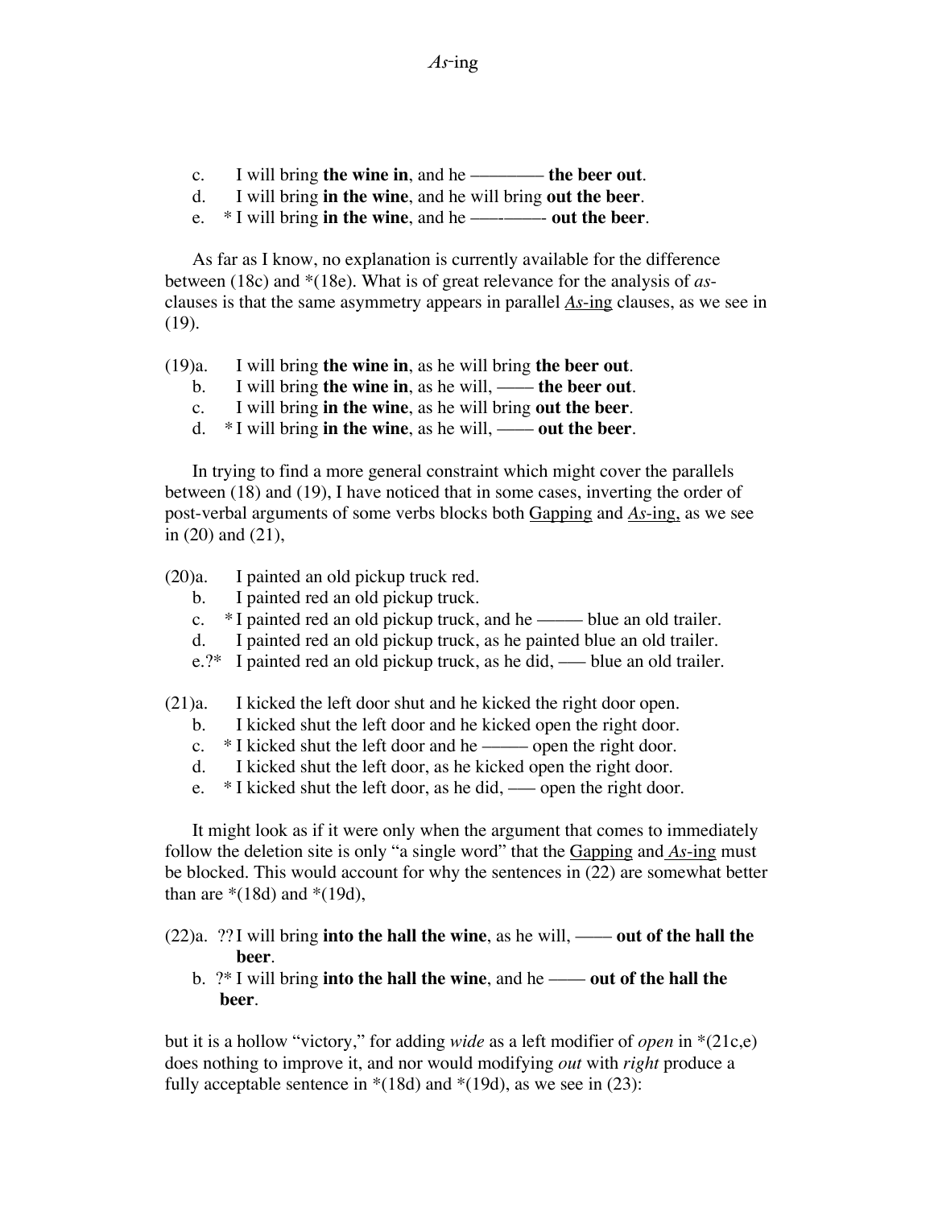c. I will bring **the wine in**, and he ———— **the beer out**.
d. I will bring **in the wine**, and he will bring **out the beer**.
e. * I will bring **in the wine**, and he ———- **out the beer**.

As far as I know, no explanation is currently available for the difference between (18c) and *(18e). What is of great relevance for the analysis of *as*-clauses is that the same asymmetry appears in parallel <u>*As*-ing</u> clauses, as we see in (19).

(19)a. I will bring **the wine in**, as he will bring **the beer out**.
b. I will bring **the wine in**, as he will, —— **the beer out**.
c. I will bring **in the wine**, as he will bring **out the beer**.
d. * I will bring **in the wine**, as he will, —— **out the beer**.

In trying to find a more general constraint which might cover the parallels between (18) and (19), I have noticed that in some cases, inverting the order of post-verbal arguments of some verbs blocks both <u>Gapping</u> and <u>*As*-ing,</u> as we see in (20) and (21),

(20)a. I painted an old pickup truck red.
b. I painted red an old pickup truck.
c. * I painted red an old pickup truck, and he ——— blue an old trailer.
d. I painted red an old pickup truck, as he painted blue an old trailer.
e.?* I painted red an old pickup truck, as he did, —— blue an old trailer.

(21)a. I kicked the left door shut and he kicked the right door open.
b. I kicked shut the left door and he kicked open the right door.
c. * I kicked shut the left door and he ——— open the right door.
d. I kicked shut the left door, as he kicked open the right door.
e. * I kicked shut the left door, as he did, —— open the right door.

It might look as if it were only when the argument that comes to immediately follow the deletion site is only "a single word" that the <u>Gapping</u> and <u>*As*-ing</u> must be blocked. This would account for why the sentences in (22) are somewhat better than are *(18d) and *(19d),

(22)a. ?? I will bring **into the hall the wine**, as he will, —— **out of the hall the beer**.
b. ?* I will bring **into the hall the wine**, and he —— **out of the hall the beer**.

but it is a hollow "victory," for adding *wide* as a left modifier of *open* in *(21c,e) does nothing to improve it, and nor would modifying *out* with *right* produce a fully acceptable sentence in *(18d) and *(19d), as we see in (23):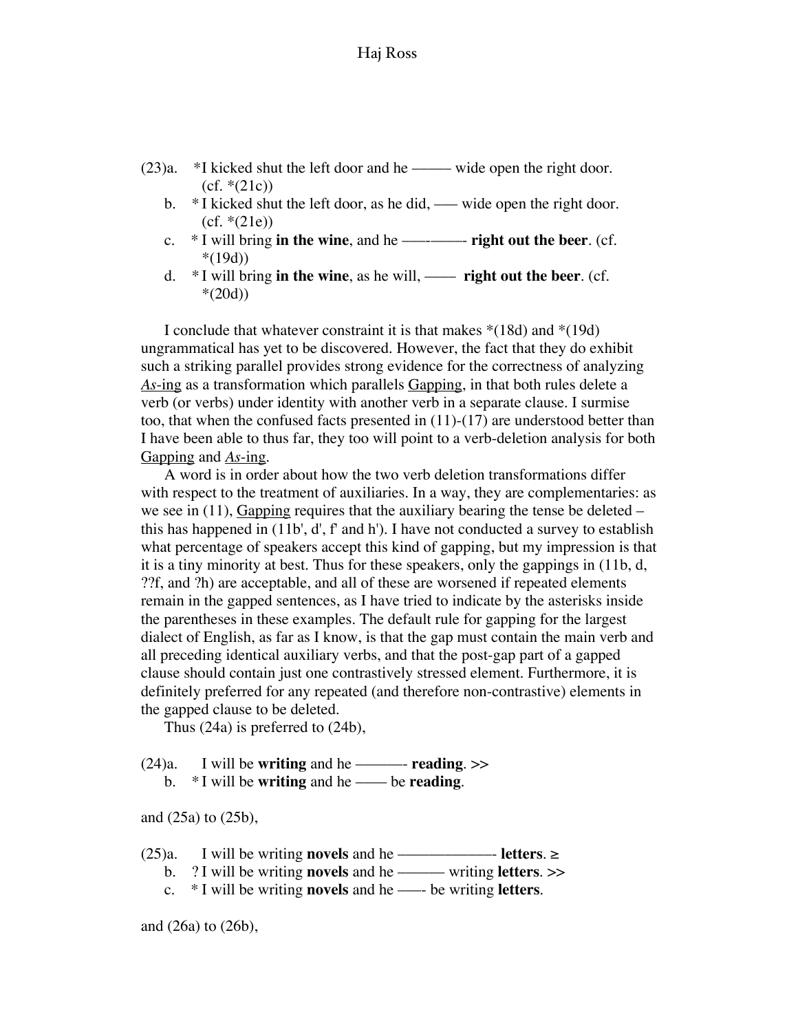(23)a. *I kicked shut the left door and he ——— wide open the right door. (cf. *(21c))

b. * I kicked shut the left door, as he did, —— wide open the right door. (cf. *(21e))

c. * I will bring **in the wine**, and he ————- **right out the beer**. (cf. *(19d))

d. * I will bring **in the wine**, as he will, —— **right out the beer**. (cf. *(20d))

I conclude that whatever constraint it is that makes *(18d) and *(19d) ungrammatical has yet to be discovered. However, the fact that they do exhibit such a striking parallel provides strong evidence for the correctness of analyzing <u>*As*-ing</u> as a transformation which parallels <u>Gapping</u>, in that both rules delete a verb (or verbs) under identity with another verb in a separate clause. I surmise too, that when the confused facts presented in (11)-(17) are understood better than I have been able to thus far, they too will point to a verb-deletion analysis for both <u>Gapping</u> and <u>*As*-ing</u>.

A word is in order about how the two verb deletion transformations differ with respect to the treatment of auxiliaries. In a way, they are complementaries: as we see in (11), <u>Gapping</u> requires that the auxiliary bearing the tense be deleted – this has happened in (11b', d', f' and h'). I have not conducted a survey to establish what percentage of speakers accept this kind of gapping, but my impression is that it is a tiny minority at best. Thus for these speakers, only the gappings in (11b, d, ??f, and ?h) are acceptable, and all of these are worsened if repeated elements remain in the gapped sentences, as I have tried to indicate by the asterisks inside the parentheses in these examples. The default rule for gapping for the largest dialect of English, as far as I know, is that the gap must contain the main verb and all preceding identical auxiliary verbs, and that the post-gap part of a gapped clause should contain just one contrastively stressed element. Furthermore, it is definitely preferred for any repeated (and therefore non-contrastive) elements in the gapped clause to be deleted.

Thus (24a) is preferred to (24b),

(24)a. I will be **writing** and he ———- **reading**. >>

b. * I will be **writing** and he —— be **reading**.

and (25a) to (25b),

(25)a. I will be writing **novels** and he —————- **letters**. ≥

b. ? I will be writing **novels** and he ——— writing **letters**. >>

c. * I will be writing **novels** and he ——- be writing **letters**.

and (26a) to (26b),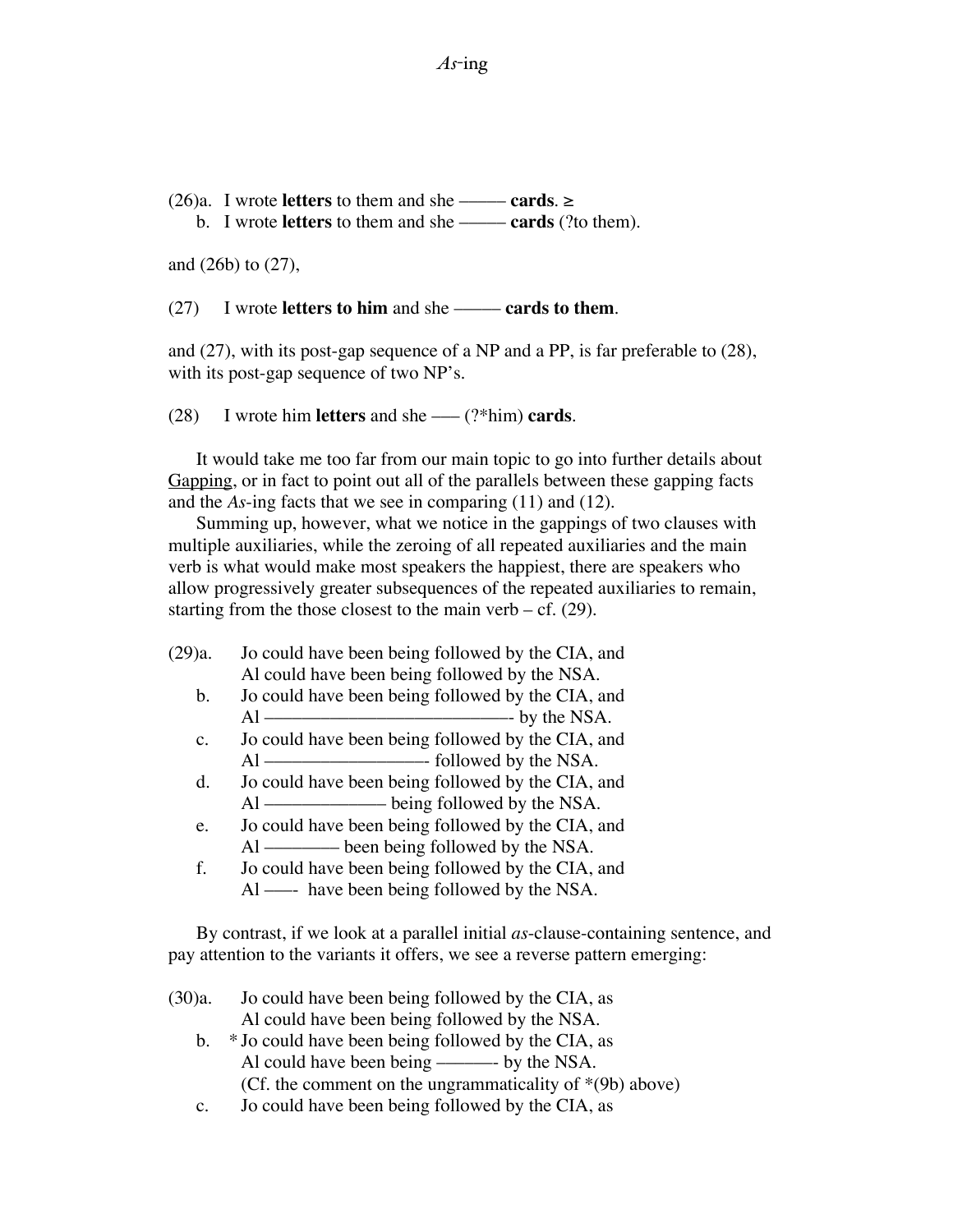(26)a. I wrote **letters** to them and she ——— **cards**. ≥
 b. I wrote **letters** to them and she ——— **cards** (?to them).

and (26b) to (27),

(27) I wrote **letters to him** and she ——— **cards to them**.

and (27), with its post-gap sequence of a NP and a PP, is far preferable to (28), with its post-gap sequence of two NP's.

(28) I wrote him **letters** and she —— (?*him) **cards**.

It would take me too far from our main topic to go into further details about Gapping, or in fact to point out all of the parallels between these gapping facts and the *As*-ing facts that we see in comparing (11) and (12).

Summing up, however, what we notice in the gappings of two clauses with multiple auxiliaries, while the zeroing of all repeated auxiliaries and the main verb is what would make most speakers the happiest, there are speakers who allow progressively greater subsequences of the repeated auxiliaries to remain, starting from the those closest to the main verb – cf. (29).

(29)a. Jo could have been being followed by the CIA, and
 Al could have been being followed by the NSA.
 b. Jo could have been being followed by the CIA, and
 Al ——————————————- by the NSA.
 c. Jo could have been being followed by the CIA, and
 Al —————————- followed by the NSA.
 d. Jo could have been being followed by the CIA, and
 Al ————— being followed by the NSA.
 e. Jo could have been being followed by the CIA, and
 Al ———— been being followed by the NSA.
 f. Jo could have been being followed by the CIA, and
 Al ——- have been being followed by the NSA.

By contrast, if we look at a parallel initial *as*-clause-containing sentence, and pay attention to the variants it offers, we see a reverse pattern emerging:

(30)a. Jo could have been being followed by the CIA, as
 Al could have been being followed by the NSA.
 b. * Jo could have been being followed by the CIA, as
 Al could have been being ———- by the NSA.
 (Cf. the comment on the ungrammaticality of *(9b) above)
 c. Jo could have been being followed by the CIA, as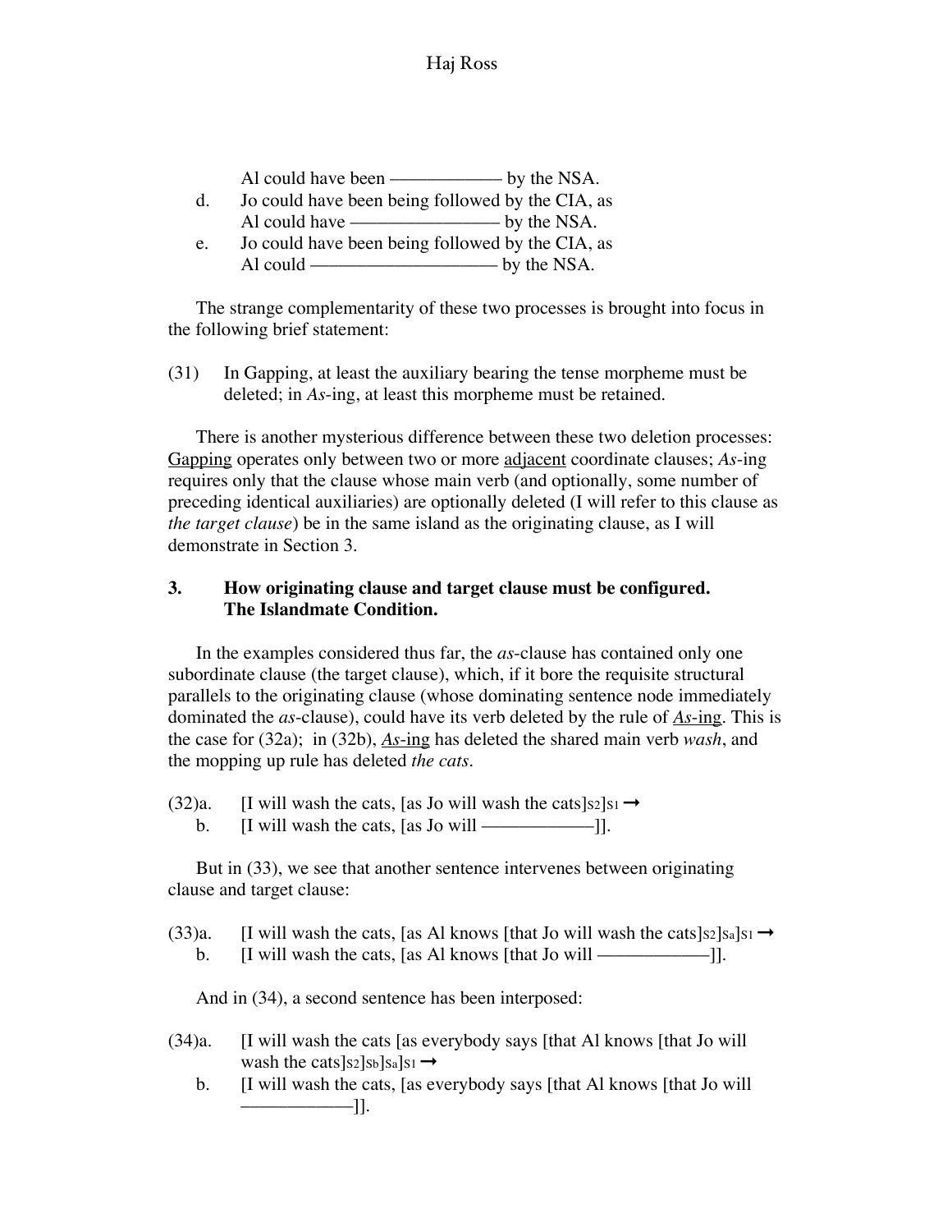Al could have been ———— by the NSA.

d. Jo could have been being followed by the CIA, as Al could have ————— by the NSA.

e. Jo could have been being followed by the CIA, as Al could —————— by the NSA.

The strange complementarity of these two processes is brought into focus in the following brief statement:

(31) In Gapping, at least the auxiliary bearing the tense morpheme must be deleted; in *As*-ing, at least this morpheme must be retained.

There is another mysterious difference between these two deletion processes: Gapping operates only between two or more adjacent coordinate clauses; *As*-ing requires only that the clause whose main verb (and optionally, some number of preceding identical auxiliaries) are optionally deleted (I will refer to this clause as *the target clause*) be in the same island as the originating clause, as I will demonstrate in Section 3.

### 3. How originating clause and target clause must be configured. The Islandmate Condition.

In the examples considered thus far, the *as*-clause has contained only one subordinate clause (the target clause), which, if it bore the requisite structural parallels to the originating clause (whose dominating sentence node immediately dominated the *as*-clause), could have its verb deleted by the rule of *As*-ing. This is the case for (32a); in (32b), *As*-ing has deleted the shared main verb *wash*, and the mopping up rule has deleted *the cats*.

(32)a. [I will wash the cats, [as Jo will wash the cats]$_{S2}$]$_{S1}$ →

b. [I will wash the cats, [as Jo will ————]].

But in (33), we see that another sentence intervenes between originating clause and target clause:

(33)a. [I will wash the cats, [as Al knows [that Jo will wash the cats]$_{S2}$]$_{Sa}$]$_{S1}$ →

b. [I will wash the cats, [as Al knows [that Jo will ————]].

And in (34), a second sentence has been interposed:

(34)a. [I will wash the cats [as everybody says [that Al knows [that Jo will wash the cats]$_{S2}$]$_{Sb}$]$_{Sa}$]$_{S1}$ →

b. [I will wash the cats, [as everybody says [that Al knows [that Jo will ————]].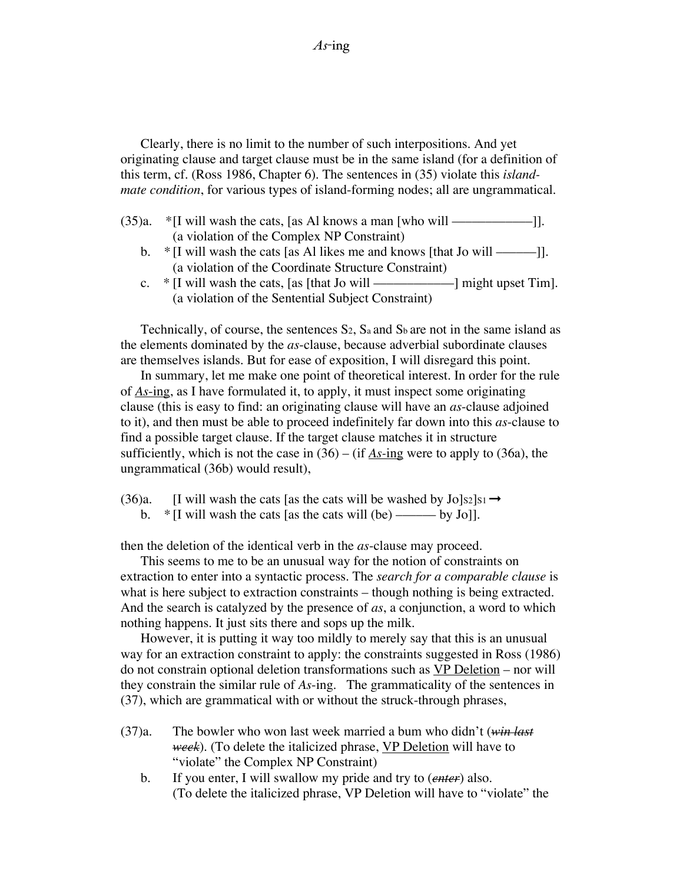Clearly, there is no limit to the number of such interpositions. And yet originating clause and target clause must be in the same island (for a definition of this term, cf. (Ross 1986, Chapter 6). The sentences in (35) violate this *island-mate condition*, for various types of island-forming nodes; all are ungrammatical.

(35)a. *[I will wash the cats, [as Al knows a man [who will ——————]].
(a violation of the Complex NP Constraint)

b. * [I will wash the cats [as Al likes me and knows [that Jo will ———]].
(a violation of the Coordinate Structure Constraint)

c. * [I will wash the cats, [as [that Jo will ——————] might upset Tim].
(a violation of the Sentential Subject Constraint)

Technically, of course, the sentences $S_2$, $S_a$ and $S_b$ are not in the same island as the elements dominated by the *as*-clause, because adverbial subordinate clauses are themselves islands. But for ease of exposition, I will disregard this point.

In summary, let me make one point of theoretical interest. In order for the rule of *As*-ing, as I have formulated it, to apply, it must inspect some originating clause (this is easy to find: an originating clause will have an *as*-clause adjoined to it), and then must be able to proceed indefinitely far down into this *as*-clause to find a possible target clause. If the target clause matches it in structure sufficiently, which is not the case in (36) – (if *As*-ing were to apply to (36a), the ungrammatical (36b) would result),

(36)a. [I will wash the cats [as the cats will be washed by Jo]$_{S2}$]$_{S1}$ →

b. * [I will wash the cats [as the cats will (be) ——— by Jo]].

then the deletion of the identical verb in the *as*-clause may proceed.

This seems to me to be an unusual way for the notion of constraints on extraction to enter into a syntactic process. The *search for a comparable clause* is what is here subject to extraction constraints – though nothing is being extracted. And the search is catalyzed by the presence of *as*, a conjunction, a word to which nothing happens. It just sits there and sops up the milk.

However, it is putting it way too mildly to merely say that this is an unusual way for an extraction constraint to apply: the constraints suggested in Ross (1986) do not constrain optional deletion transformations such as VP Deletion – nor will they constrain the similar rule of *As*-ing. The grammaticality of the sentences in (37), which are grammatical with or without the struck-through phrases,

(37)a. The bowler who won last week married a bum who didn't (~~*win last week*~~). (To delete the italicized phrase, VP Deletion will have to "violate" the Complex NP Constraint)

b. If you enter, I will swallow my pride and try to (~~*enter*~~) also. (To delete the italicized phrase, VP Deletion will have to "violate" the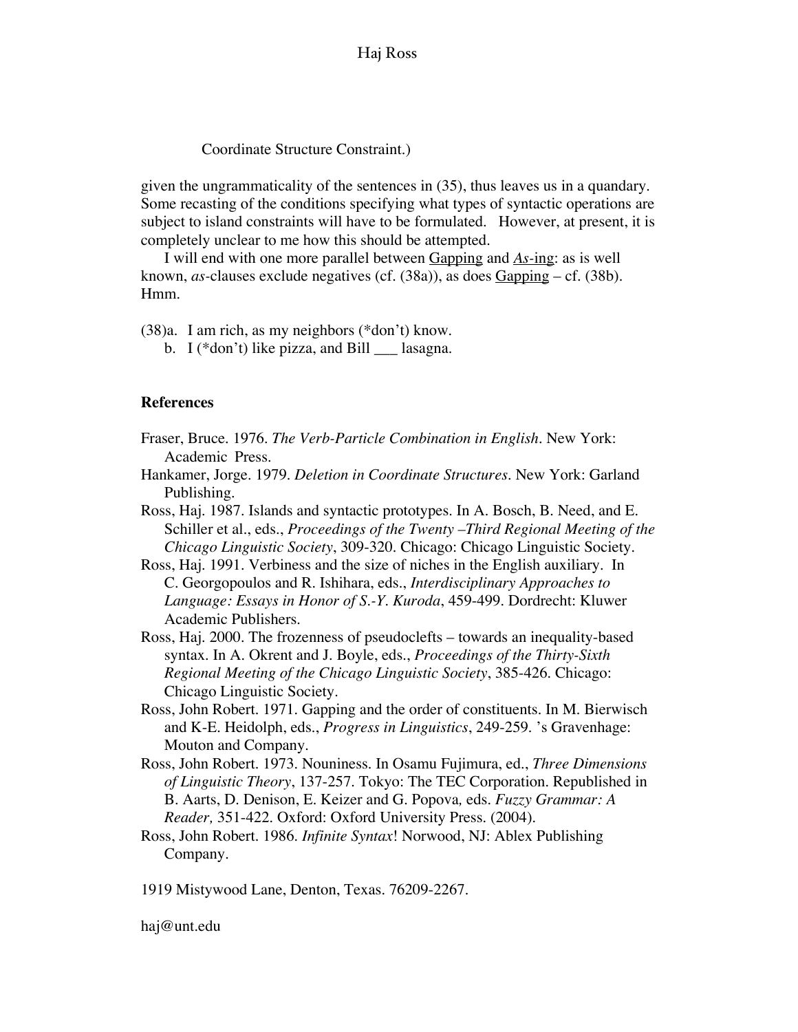Coordinate Structure Constraint.)

given the ungrammaticality of the sentences in (35), thus leaves us in a quandary. Some recasting of the conditions specifying what types of syntactic operations are subject to island constraints will have to be formulated. However, at present, it is completely unclear to me how this should be attempted.

I will end with one more parallel between <u>Gapping</u> and <u>*As*-ing</u>: as is well known, *as*-clauses exclude negatives (cf. (38a)), as does <u>Gapping</u> – cf. (38b). Hmm.

(38)a. I am rich, as my neighbors (*don't) know.
   b. I (*don't) like pizza, and Bill ___ lasagna.

**References**

Fraser, Bruce. 1976. *The Verb-Particle Combination in English*. New York: Academic Press.

Hankamer, Jorge. 1979. *Deletion in Coordinate Structures*. New York: Garland Publishing.

Ross, Haj. 1987. Islands and syntactic prototypes. In A. Bosch, B. Need, and E. Schiller et al., eds., *Proceedings of the Twenty –Third Regional Meeting of the Chicago Linguistic Society*, 309-320. Chicago: Chicago Linguistic Society.

Ross, Haj. 1991. Verbiness and the size of niches in the English auxiliary. In C. Georgopoulos and R. Ishihara, eds., *Interdisciplinary Approaches to Language: Essays in Honor of S.-Y. Kuroda*, 459-499. Dordrecht: Kluwer Academic Publishers.

Ross, Haj. 2000. The frozenness of pseudoclefts – towards an inequality-based syntax. In A. Okrent and J. Boyle, eds., *Proceedings of the Thirty-Sixth Regional Meeting of the Chicago Linguistic Society*, 385-426. Chicago: Chicago Linguistic Society.

Ross, John Robert. 1971. Gapping and the order of constituents. In M. Bierwisch and K-E. Heidolph, eds., *Progress in Linguistics*, 249-259. 's Gravenhage: Mouton and Company.

Ross, John Robert. 1973. Nouniness. In Osamu Fujimura, ed., *Three Dimensions of Linguistic Theory*, 137-257. Tokyo: The TEC Corporation. Republished in B. Aarts, D. Denison, E. Keizer and G. Popova, eds. *Fuzzy Grammar: A Reader,* 351-422. Oxford: Oxford University Press. (2004).

Ross, John Robert. 1986. *Infinite Syntax*! Norwood, NJ: Ablex Publishing Company.

1919 Mistywood Lane, Denton, Texas. 76209-2267.

haj@unt.edu